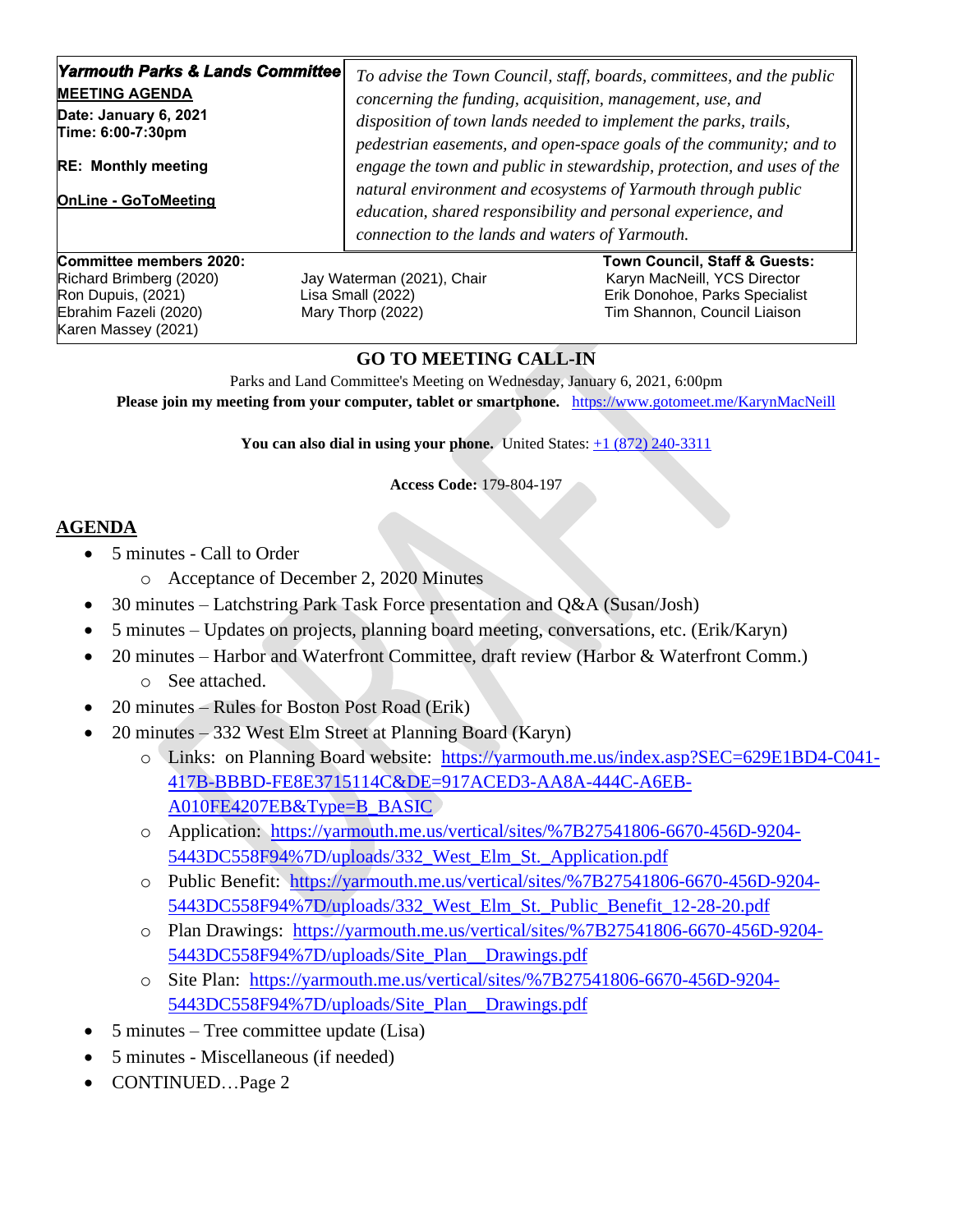**Yarmouth Parks & Lands Committee**

**MEETING AGENDA**

**Date: January 6, 2021**
**Time: 6:00-7:30pm**

**RE: Monthly meeting**

**OnLine - GoToMeeting**

*To advise the Town Council, staff, boards, committees, and the public concerning the funding, acquisition, management, use, and disposition of town lands needed to implement the parks, trails, pedestrian easements, and open-space goals of the community; and to engage the town and public in stewardship, protection, and uses of the natural environment and ecosystems of Yarmouth through public education, shared responsibility and personal experience, and connection to the lands and waters of Yarmouth.*

| Committee members 2020: | | Town Council, Staff & Guests: |
|---|---|---|
| Richard Brimberg (2020) | Jay Waterman (2021), Chair | Karyn MacNeill, YCS Director |
| Ron Dupuis, (2021) | Lisa Small (2022) | Erik Donohoe, Parks Specialist |
| Ebrahim Fazeli (2020) | Mary Thorp (2022) | Tim Shannon, Council Liaison |
| Karen Massey (2021) | | |

## GO TO MEETING CALL-IN

Parks and Land Committee's Meeting on Wednesday, January 6, 2021, 6:00pm

**Please join my meeting from your computer, tablet or smartphone.** https://www.gotomeet.me/KarynMacNeill

**You can also dial in using your phone.** United States: +1 (872) 240-3311

**Access Code:** 179-804-197

## AGENDA

- 5 minutes - Call to Order
  - Acceptance of December 2, 2020 Minutes
- 30 minutes – Latchstring Park Task Force presentation and Q&A (Susan/Josh)
- 5 minutes – Updates on projects, planning board meeting, conversations, etc. (Erik/Karyn)
- 20 minutes – Harbor and Waterfront Committee, draft review (Harbor & Waterfront Comm.)
  - See attached.
- 20 minutes – Rules for Boston Post Road (Erik)
- 20 minutes – 332 West Elm Street at Planning Board (Karyn)
  - Links: on Planning Board website: https://yarmouth.me.us/index.asp?SEC=629E1BD4-C041-417B-BBBD-FE8E3715114C&DE=917ACED3-AA8A-444C-A6EB-A010FE4207EB&Type=B_BASIC
  - Application: https://yarmouth.me.us/vertical/sites/%7B27541806-6670-456D-9204-5443DC558F94%7D/uploads/332_West_Elm_St._Application.pdf
  - Public Benefit: https://yarmouth.me.us/vertical/sites/%7B27541806-6670-456D-9204-5443DC558F94%7D/uploads/332_West_Elm_St._Public_Benefit_12-28-20.pdf
  - Plan Drawings: https://yarmouth.me.us/vertical/sites/%7B27541806-6670-456D-9204-5443DC558F94%7D/uploads/Site_Plan__Drawings.pdf
  - Site Plan: https://yarmouth.me.us/vertical/sites/%7B27541806-6670-456D-9204-5443DC558F94%7D/uploads/Site_Plan__Drawings.pdf
- 5 minutes – Tree committee update (Lisa)
- 5 minutes - Miscellaneous (if needed)
- CONTINUED…Page 2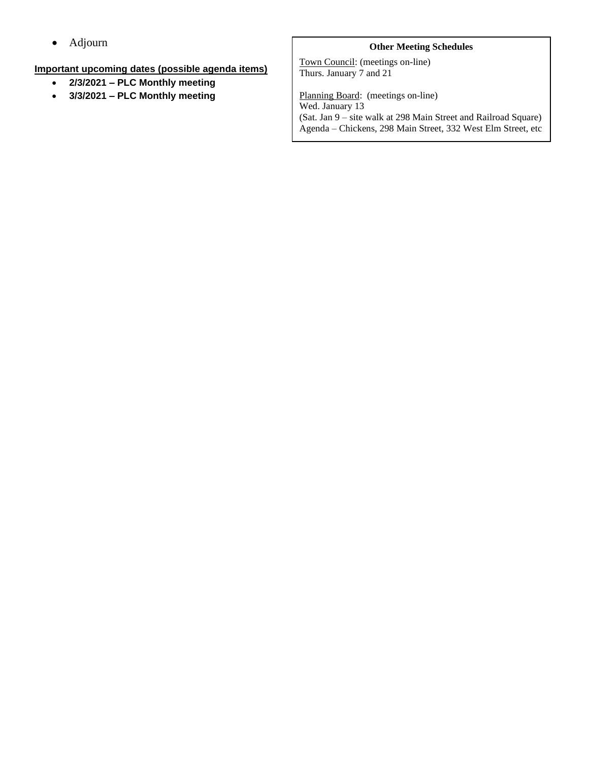- Adjourn

**Important upcoming dates (possible agenda items)**

- **2/3/2021 – PLC Monthly meeting**
- **3/3/2021 – PLC Monthly meeting**

**Other Meeting Schedules**

Town Council: (meetings on-line)
Thurs. January 7 and 21

Planning Board: (meetings on-line)
Wed. January 13
(Sat. Jan 9 – site walk at 298 Main Street and Railroad Square)
Agenda – Chickens, 298 Main Street, 332 West Elm Street, etc